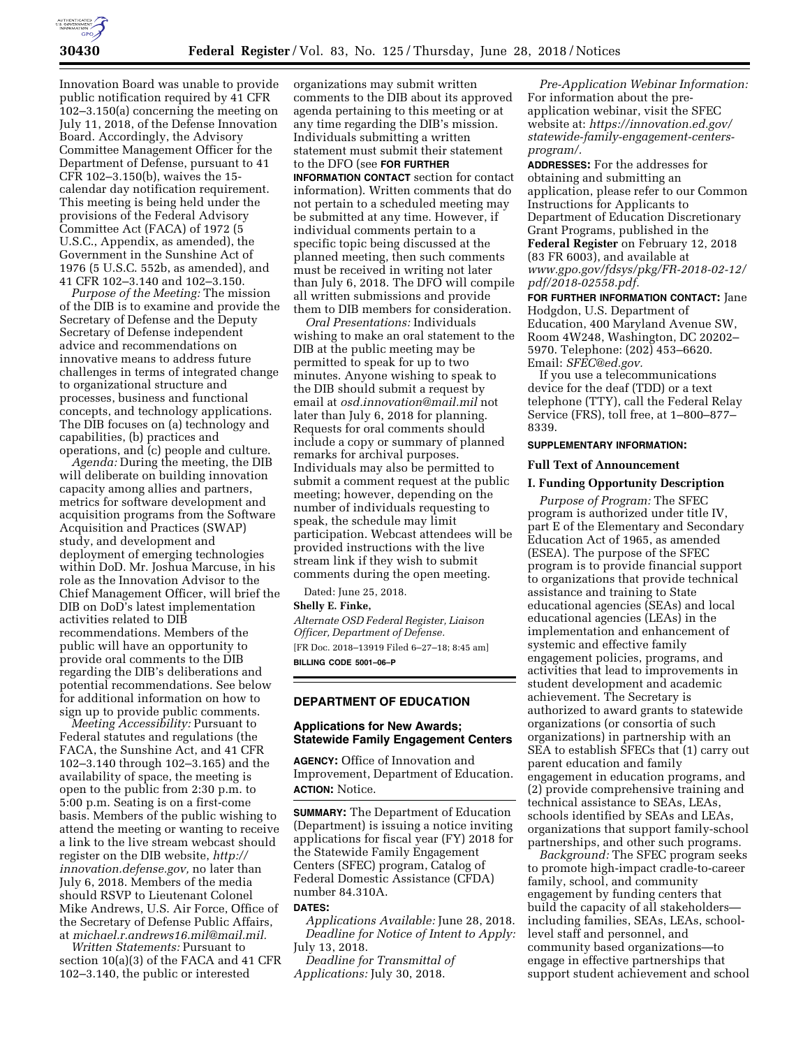Innovation Board was unable to provide public notification required by 41 CFR 102–3.150(a) concerning the meeting on July 11, 2018, of the Defense Innovation Board. Accordingly, the Advisory Committee Management Officer for the Department of Defense, pursuant to 41 CFR 102–3.150(b), waives the 15-calendar day notification requirement. This meeting is being held under the provisions of the Federal Advisory Committee Act (FACA) of 1972 (5 U.S.C., Appendix, as amended), the Government in the Sunshine Act of 1976 (5 U.S.C. 552b, as amended), and 41 CFR 102–3.140 and 102–3.150.

*Purpose of the Meeting:* The mission of the DIB is to examine and provide the Secretary of Defense and the Deputy Secretary of Defense independent advice and recommendations on innovative means to address future challenges in terms of integrated change to organizational structure and processes, business and functional concepts, and technology applications. The DIB focuses on (a) technology and capabilities, (b) practices and operations, and (c) people and culture.

*Agenda:* During the meeting, the DIB will deliberate on building innovation capacity among allies and partners, metrics for software development and acquisition programs from the Software Acquisition and Practices (SWAP) study, and development and deployment of emerging technologies within DoD. Mr. Joshua Marcuse, in his role as the Innovation Advisor to the Chief Management Officer, will brief the DIB on DoD's latest implementation activities related to DIB recommendations. Members of the public will have an opportunity to provide oral comments to the DIB regarding the DIB's deliberations and potential recommendations. See below for additional information on how to sign up to provide public comments.

*Meeting Accessibility:* Pursuant to Federal statutes and regulations (the FACA, the Sunshine Act, and 41 CFR 102–3.140 through 102–3.165) and the availability of space, the meeting is open to the public from 2:30 p.m. to 5:00 p.m. Seating is on a first-come basis. Members of the public wishing to attend the meeting or wanting to receive a link to the live stream webcast should register on the DIB website, *http://innovation.defense.gov,* no later than July 6, 2018. Members of the media should RSVP to Lieutenant Colonel Mike Andrews, U.S. Air Force, Office of the Secretary of Defense Public Affairs, at *michael.r.andrews16.mil@mail.mil.*

*Written Statements:* Pursuant to section 10(a)(3) of the FACA and 41 CFR 102–3.140, the public or interested organizations may submit written comments to the DIB about its approved agenda pertaining to this meeting or at any time regarding the DIB's mission. Individuals submitting a written statement must submit their statement to the DFO (see **FOR FURTHER INFORMATION CONTACT** section for contact information). Written comments that do not pertain to a scheduled meeting may be submitted at any time. However, if individual comments pertain to a specific topic being discussed at the planned meeting, then such comments must be received in writing not later than July 6, 2018. The DFO will compile all written submissions and provide them to DIB members for consideration.

*Oral Presentations:* Individuals wishing to make an oral statement to the DIB at the public meeting may be permitted to speak for up to two minutes. Anyone wishing to speak to the DIB should submit a request by email at *osd.innovation@mail.mil* not later than July 6, 2018 for planning. Requests for oral comments should include a copy or summary of planned remarks for archival purposes. Individuals may also be permitted to submit a comment request at the public meeting; however, depending on the number of individuals requesting to speak, the schedule may limit participation. Webcast attendees will be provided instructions with the live stream link if they wish to submit comments during the open meeting.

Dated: June 25, 2018.

**Shelly E. Finke,**

*Alternate OSD Federal Register, Liaison Officer, Department of Defense.*

[FR Doc. 2018–13919 Filed 6–27–18; 8:45 am]

**BILLING CODE 5001–06–P**

## DEPARTMENT OF EDUCATION

### Applications for New Awards; Statewide Family Engagement Centers

**AGENCY:** Office of Innovation and Improvement, Department of Education.

**ACTION:** Notice.

**SUMMARY:** The Department of Education (Department) is issuing a notice inviting applications for fiscal year (FY) 2018 for the Statewide Family Engagement Centers (SFEC) program, Catalog of Federal Domestic Assistance (CFDA) number 84.310A.

**DATES:**

*Applications Available:* June 28, 2018.

*Deadline for Notice of Intent to Apply:* July 13, 2018.

*Deadline for Transmittal of Applications:* July 30, 2018.

*Pre-Application Webinar Information:* For information about the pre-application webinar, visit the SFEC website at: *https://innovation.ed.gov/statewide-family-engagement-centers-program/.*

**ADDRESSES:** For the addresses for obtaining and submitting an application, please refer to our Common Instructions for Applicants to Department of Education Discretionary Grant Programs, published in the **Federal Register** on February 12, 2018 (83 FR 6003), and available at *www.gpo.gov/fdsys/pkg/FR-2018-02-12/pdf/2018-02558.pdf.*

**FOR FURTHER INFORMATION CONTACT:** Jane Hodgdon, U.S. Department of Education, 400 Maryland Avenue SW, Room 4W248, Washington, DC 20202–5970. Telephone: (202) 453–6620. Email: *SFEC@ed.gov.*

If you use a telecommunications device for the deaf (TDD) or a text telephone (TTY), call the Federal Relay Service (FRS), toll free, at 1–800–877–8339.

**SUPPLEMENTARY INFORMATION:**

#### Full Text of Announcement

#### I. Funding Opportunity Description

*Purpose of Program:* The SFEC program is authorized under title IV, part E of the Elementary and Secondary Education Act of 1965, as amended (ESEA). The purpose of the SFEC program is to provide financial support to organizations that provide technical assistance and training to State educational agencies (SEAs) and local educational agencies (LEAs) in the implementation and enhancement of systemic and effective family engagement policies, programs, and activities that lead to improvements in student development and academic achievement. The Secretary is authorized to award grants to statewide organizations (or consortia of such organizations) in partnership with an SEA to establish SFECs that (1) carry out parent education and family engagement in education programs, and (2) provide comprehensive training and technical assistance to SEAs, LEAs, schools identified by SEAs and LEAs, organizations that support family-school partnerships, and other such programs.

*Background:* The SFEC program seeks to promote high-impact cradle-to-career family, school, and community engagement by funding centers that build the capacity of all stakeholders—including families, SEAs, LEAs, school-level staff and personnel, and community based organizations—to engage in effective partnerships that support student achievement and school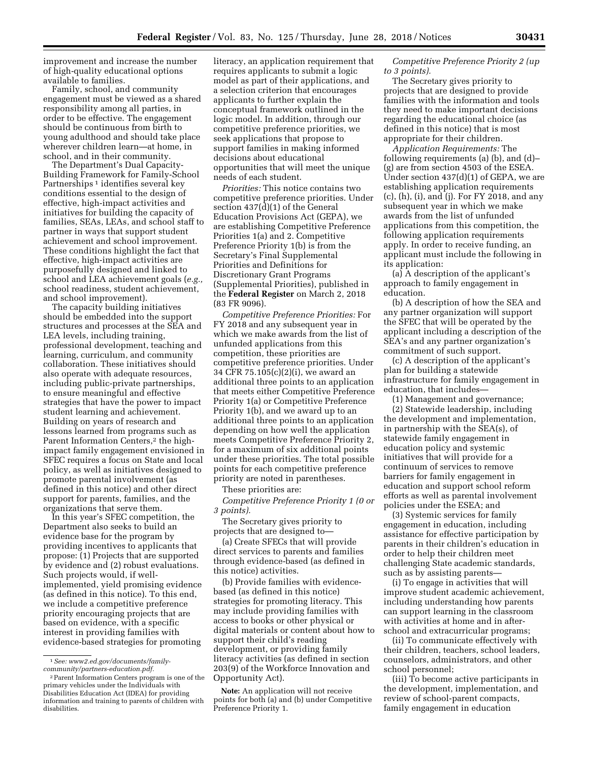improvement and increase the number of high-quality educational options available to families.

Family, school, and community engagement must be viewed as a shared responsibility among all parties, in order to be effective. The engagement should be continuous from birth to young adulthood and should take place wherever children learn—at home, in school, and in their community.

The Department's Dual Capacity-Building Framework for Family-School Partnerships [1] identifies several key conditions essential to the design of effective, high-impact activities and initiatives for building the capacity of families, SEAs, LEAs, and school staff to partner in ways that support student achievement and school improvement. These conditions highlight the fact that effective, high-impact activities are purposefully designed and linked to school and LEA achievement goals (*e.g.,* school readiness, student achievement, and school improvement).

The capacity building initiatives should be embedded into the support structures and processes at the SEA and LEA levels, including training, professional development, teaching and learning, curriculum, and community collaboration. These initiatives should also operate with adequate resources, including public-private partnerships, to ensure meaningful and effective strategies that have the power to impact student learning and achievement. Building on years of research and lessons learned from programs such as Parent Information Centers,[2] the high-impact family engagement envisioned in SFEC requires a focus on State and local policy, as well as initiatives designed to promote parental involvement (as defined in this notice) and other direct support for parents, families, and the organizations that serve them.

In this year's SFEC competition, the Department also seeks to build an evidence base for the program by providing incentives to applicants that propose: (1) Projects that are supported by evidence and (2) robust evaluations. Such projects would, if well-implemented, yield promising evidence (as defined in this notice). To this end, we include a competitive preference priority encouraging projects that are based on evidence, with a specific interest in providing families with evidence-based strategies for promoting literacy, an application requirement that requires applicants to submit a logic model as part of their applications, and a selection criterion that encourages applicants to further explain the conceptual framework outlined in the logic model. In addition, through our competitive preference priorities, we seek applications that propose to support families in making informed decisions about educational opportunities that will meet the unique needs of each student.

*Priorities:* This notice contains two competitive preference priorities. Under section 437(d)(1) of the General Education Provisions Act (GEPA), we are establishing Competitive Preference Priorities 1(a) and 2. Competitive Preference Priority 1(b) is from the Secretary's Final Supplemental Priorities and Definitions for Discretionary Grant Programs (Supplemental Priorities), published in the **Federal Register** on March 2, 2018 (83 FR 9096).

*Competitive Preference Priorities:* For FY 2018 and any subsequent year in which we make awards from the list of unfunded applications from this competition, these priorities are competitive preference priorities. Under 34 CFR 75.105(c)(2)(i), we award an additional three points to an application that meets either Competitive Preference Priority 1(a) or Competitive Preference Priority 1(b), and we award up to an additional three points to an application depending on how well the application meets Competitive Preference Priority 2, for a maximum of six additional points under these priorities. The total possible points for each competitive preference priority are noted in parentheses.

These priorities are:

*Competitive Preference Priority 1 (0 or 3 points).*

The Secretary gives priority to projects that are designed to—

(a) Create SFECs that will provide direct services to parents and families through evidence-based (as defined in this notice) activities.

(b) Provide families with evidence-based (as defined in this notice) strategies for promoting literacy. This may include providing families with access to books or other physical or digital materials or content about how to support their child's reading development, or providing family literacy activities (as defined in section 203(9) of the Workforce Innovation and Opportunity Act).

**Note:** An application will not receive points for both (a) and (b) under Competitive Preference Priority 1.

*Competitive Preference Priority 2 (up to 3 points).*

The Secretary gives priority to projects that are designed to provide families with the information and tools they need to make important decisions regarding the educational choice (as defined in this notice) that is most appropriate for their children.

*Application Requirements:* The following requirements (a) (b), and (d)–(g) are from section 4503 of the ESEA. Under section 437(d)(1) of GEPA, we are establishing application requirements (c), (h), (i), and (j). For FY 2018, and any subsequent year in which we make awards from the list of unfunded applications from this competition, the following application requirements apply. In order to receive funding, an applicant must include the following in its application:

(a) A description of the applicant's approach to family engagement in education.

(b) A description of how the SEA and any partner organization will support the SFEC that will be operated by the applicant including a description of the SEA's and any partner organization's commitment of such support.

(c) A description of the applicant's plan for building a statewide infrastructure for family engagement in education, that includes—

(1) Management and governance;

(2) Statewide leadership, including the development and implementation, in partnership with the SEA(s), of statewide family engagement in education policy and systemic initiatives that will provide for a continuum of services to remove barriers for family engagement in education and support school reform efforts as well as parental involvement policies under the ESEA; and

(3) Systemic services for family engagement in education, including assistance for effective participation by parents in their children's education in order to help their children meet challenging State academic standards, such as by assisting parents—

(i) To engage in activities that will improve student academic achievement, including understanding how parents can support learning in the classroom with activities at home and in after-school and extracurricular programs;

(ii) To communicate effectively with their children, teachers, school leaders, counselors, administrators, and other school personnel;

(iii) To become active participants in the development, implementation, and review of school-parent compacts, family engagement in education

---

[1] *See: www2.ed.gov/documents/family-community/partners-education.pdf.*

[2] Parent Information Centers program is one of the primary vehicles under the Individuals with Disabilities Education Act (IDEA) for providing information and training to parents of children with disabilities.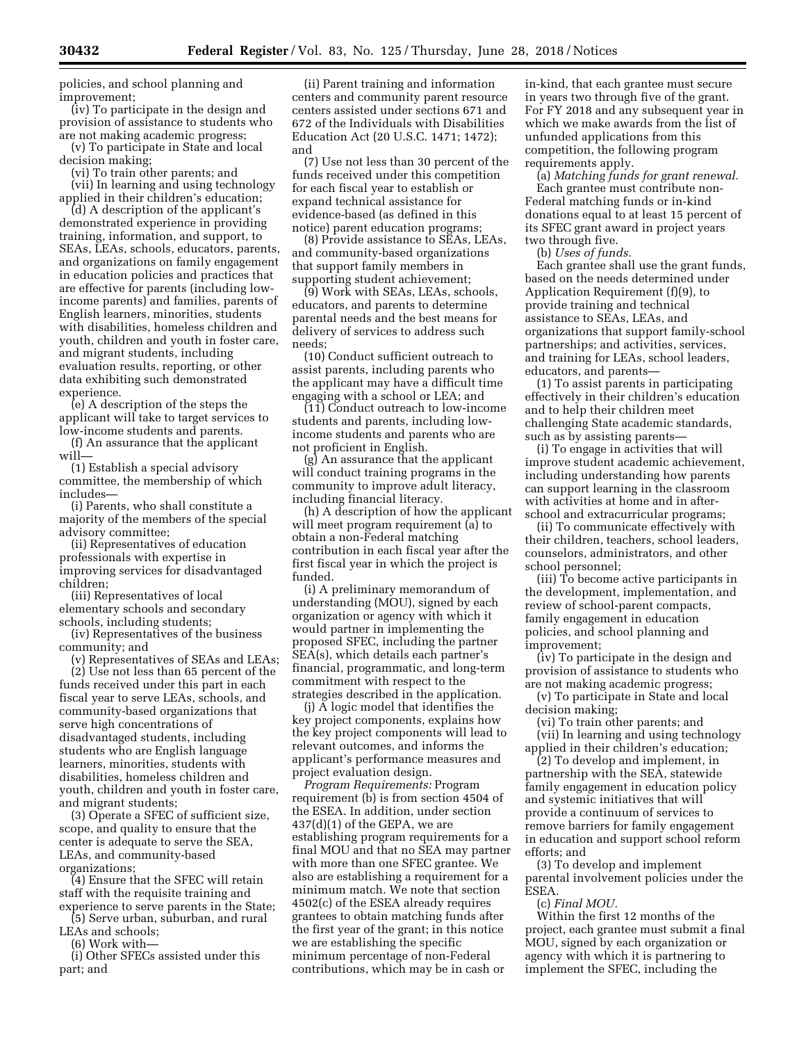policies, and school planning and improvement;

(iv) To participate in the design and provision of assistance to students who are not making academic progress;

(v) To participate in State and local decision making;

(vi) To train other parents; and

(vii) In learning and using technology applied in their children's education;

(d) A description of the applicant's demonstrated experience in providing training, information, and support, to SEAs, LEAs, schools, educators, parents, and organizations on family engagement in education policies and practices that are effective for parents (including low-income parents) and families, parents of English learners, minorities, students with disabilities, homeless children and youth, children and youth in foster care, and migrant students, including evaluation results, reporting, or other data exhibiting such demonstrated experience.

(e) A description of the steps the applicant will take to target services to low-income students and parents.

(f) An assurance that the applicant will—

(1) Establish a special advisory committee, the membership of which includes—

(i) Parents, who shall constitute a majority of the members of the special advisory committee;

(ii) Representatives of education professionals with expertise in improving services for disadvantaged children;

(iii) Representatives of local elementary schools and secondary schools, including students;

(iv) Representatives of the business community; and

(v) Representatives of SEAs and LEAs;

(2) Use not less than 65 percent of the funds received under this part in each fiscal year to serve LEAs, schools, and community-based organizations that serve high concentrations of disadvantaged students, including students who are English language learners, minorities, students with disabilities, homeless children and youth, children and youth in foster care, and migrant students;

(3) Operate a SFEC of sufficient size, scope, and quality to ensure that the center is adequate to serve the SEA, LEAs, and community-based organizations;

(4) Ensure that the SFEC will retain staff with the requisite training and experience to serve parents in the State;

(5) Serve urban, suburban, and rural LEAs and schools;

(6) Work with—

(i) Other SFECs assisted under this part; and

(ii) Parent training and information centers and community parent resource centers assisted under sections 671 and 672 of the Individuals with Disabilities Education Act (20 U.S.C. 1471; 1472); and

(7) Use not less than 30 percent of the funds received under this competition for each fiscal year to establish or expand technical assistance for evidence-based (as defined in this notice) parent education programs;

(8) Provide assistance to SEAs, LEAs, and community-based organizations that support family members in supporting student achievement;

(9) Work with SEAs, LEAs, schools, educators, and parents to determine parental needs and the best means for delivery of services to address such needs;

(10) Conduct sufficient outreach to assist parents, including parents who the applicant may have a difficult time engaging with a school or LEA; and

(11) Conduct outreach to low-income students and parents, including low-income students and parents who are not proficient in English.

(g) An assurance that the applicant will conduct training programs in the community to improve adult literacy, including financial literacy.

(h) A description of how the applicant will meet program requirement (a) to obtain a non-Federal matching contribution in each fiscal year after the first fiscal year in which the project is funded.

(i) A preliminary memorandum of understanding (MOU), signed by each organization or agency with which it would partner in implementing the proposed SFEC, including the partner SEA(s), which details each partner's financial, programmatic, and long-term commitment with respect to the strategies described in the application.

(j) A logic model that identifies the key project components, explains how the key project components will lead to relevant outcomes, and informs the applicant's performance measures and project evaluation design.

*Program Requirements:* Program requirement (b) is from section 4504 of the ESEA. In addition, under section 437(d)(1) of the GEPA, we are establishing program requirements for a final MOU and that no SEA may partner with more than one SFEC grantee. We also are establishing a requirement for a minimum match. We note that section 4502(c) of the ESEA already requires grantees to obtain matching funds after the first year of the grant; in this notice we are establishing the specific minimum percentage of non-Federal contributions, which may be in cash or in-kind, that each grantee must secure in years two through five of the grant. For FY 2018 and any subsequent year in which we make awards from the list of unfunded applications from this competition, the following program requirements apply.

(a) *Matching funds for grant renewal.* Each grantee must contribute non-Federal matching funds or in-kind donations equal to at least 15 percent of its SFEC grant award in project years two through five.

(b) *Uses of funds.*

Each grantee shall use the grant funds, based on the needs determined under Application Requirement (f)(9), to provide training and technical assistance to SEAs, LEAs, and organizations that support family-school partnerships; and activities, services, and training for LEAs, school leaders, educators, and parents—

(1) To assist parents in participating effectively in their children's education and to help their children meet challenging State academic standards, such as by assisting parents—

(i) To engage in activities that will improve student academic achievement, including understanding how parents can support learning in the classroom with activities at home and in after-school and extracurricular programs;

(ii) To communicate effectively with their children, teachers, school leaders, counselors, administrators, and other school personnel;

(iii) To become active participants in the development, implementation, and review of school-parent compacts, family engagement in education policies, and school planning and improvement;

(iv) To participate in the design and provision of assistance to students who are not making academic progress;

(v) To participate in State and local decision making;

(vi) To train other parents; and

(vii) In learning and using technology applied in their children's education;

(2) To develop and implement, in partnership with the SEA, statewide family engagement in education policy and systemic initiatives that will provide a continuum of services to remove barriers for family engagement in education and support school reform efforts; and

(3) To develop and implement parental involvement policies under the ESEA.

(c) *Final MOU.*

Within the first 12 months of the project, each grantee must submit a final MOU, signed by each organization or agency with which it is partnering to implement the SFEC, including the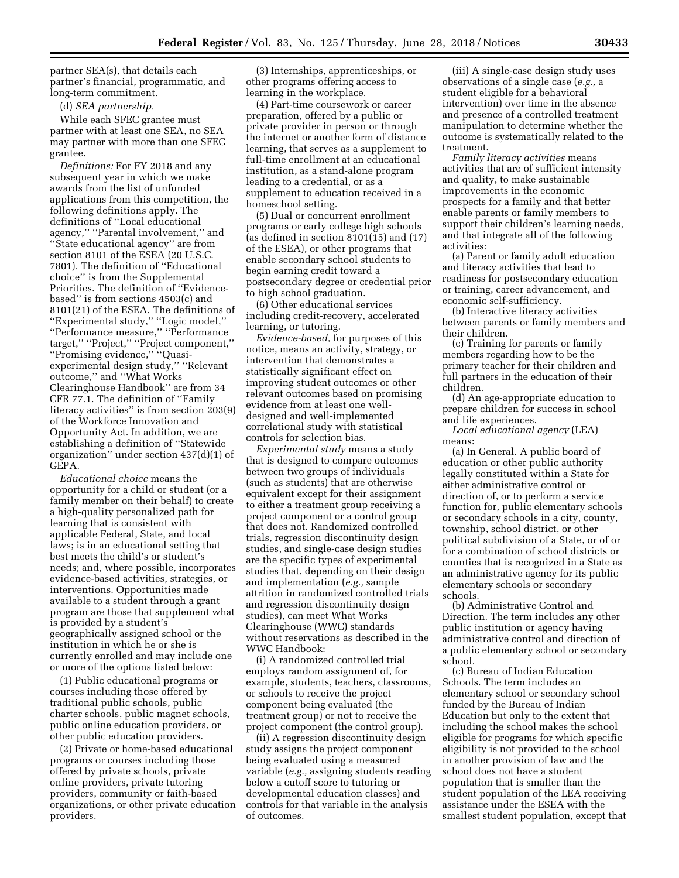partner SEA(s), that details each partner's financial, programmatic, and long-term commitment.

(d) *SEA partnership.*

While each SFEC grantee must partner with at least one SEA, no SEA may partner with more than one SFEC grantee.

*Definitions:* For FY 2018 and any subsequent year in which we make awards from the list of unfunded applications from this competition, the following definitions apply. The definitions of ''Local educational agency,'' ''Parental involvement,'' and ''State educational agency'' are from section 8101 of the ESEA (20 U.S.C. 7801). The definition of ''Educational choice'' is from the Supplemental Priorities. The definition of ''Evidence-based'' is from sections 4503(c) and 8101(21) of the ESEA. The definitions of ''Experimental study,'' ''Logic model,'' ''Performance measure,'' ''Performance target,'' ''Project,'' ''Project component,'' ''Promising evidence,'' ''Quasi-experimental design study,'' ''Relevant outcome,'' and ''What Works Clearinghouse Handbook'' are from 34 CFR 77.1. The definition of ''Family literacy activities'' is from section 203(9) of the Workforce Innovation and Opportunity Act. In addition, we are establishing a definition of ''Statewide organization'' under section 437(d)(1) of GEPA.

*Educational choice* means the opportunity for a child or student (or a family member on their behalf) to create a high-quality personalized path for learning that is consistent with applicable Federal, State, and local laws; is in an educational setting that best meets the child's or student's needs; and, where possible, incorporates evidence-based activities, strategies, or interventions. Opportunities made available to a student through a grant program are those that supplement what is provided by a student's geographically assigned school or the institution in which he or she is currently enrolled and may include one or more of the options listed below:

(1) Public educational programs or courses including those offered by traditional public schools, public charter schools, public magnet schools, public online education providers, or other public education providers.

(2) Private or home-based educational programs or courses including those offered by private schools, private online providers, private tutoring providers, community or faith-based organizations, or other private education providers.

(3) Internships, apprenticeships, or other programs offering access to learning in the workplace.

(4) Part-time coursework or career preparation, offered by a public or private provider in person or through the internet or another form of distance learning, that serves as a supplement to full-time enrollment at an educational institution, as a stand-alone program leading to a credential, or as a supplement to education received in a homeschool setting.

(5) Dual or concurrent enrollment programs or early college high schools (as defined in section 8101(15) and (17) of the ESEA), or other programs that enable secondary school students to begin earning credit toward a postsecondary degree or credential prior to high school graduation.

(6) Other educational services including credit-recovery, accelerated learning, or tutoring.

*Evidence-based,* for purposes of this notice, means an activity, strategy, or intervention that demonstrates a statistically significant effect on improving student outcomes or other relevant outcomes based on promising evidence from at least one well-designed and well-implemented correlational study with statistical controls for selection bias.

*Experimental study* means a study that is designed to compare outcomes between two groups of individuals (such as students) that are otherwise equivalent except for their assignment to either a treatment group receiving a project component or a control group that does not. Randomized controlled trials, regression discontinuity design studies, and single-case design studies are the specific types of experimental studies that, depending on their design and implementation (*e.g.,* sample attrition in randomized controlled trials and regression discontinuity design studies), can meet What Works Clearinghouse (WWC) standards without reservations as described in the WWC Handbook:

(i) A randomized controlled trial employs random assignment of, for example, students, teachers, classrooms, or schools to receive the project component being evaluated (the treatment group) or not to receive the project component (the control group).

(ii) A regression discontinuity design study assigns the project component being evaluated using a measured variable (*e.g.,* assigning students reading below a cutoff score to tutoring or developmental education classes) and controls for that variable in the analysis of outcomes.

(iii) A single-case design study uses observations of a single case (*e.g.,* a student eligible for a behavioral intervention) over time in the absence and presence of a controlled treatment manipulation to determine whether the outcome is systematically related to the treatment.

*Family literacy activities* means activities that are of sufficient intensity and quality, to make sustainable improvements in the economic prospects for a family and that better enable parents or family members to support their children's learning needs, and that integrate all of the following activities:

(a) Parent or family adult education and literacy activities that lead to readiness for postsecondary education or training, career advancement, and economic self-sufficiency.

(b) Interactive literacy activities between parents or family members and their children.

(c) Training for parents or family members regarding how to be the primary teacher for their children and full partners in the education of their children.

(d) An age-appropriate education to prepare children for success in school and life experiences.

*Local educational agency* (LEA) means:

(a) In General. A public board of education or other public authority legally constituted within a State for either administrative control or direction of, or to perform a service function for, public elementary schools or secondary schools in a city, county, township, school district, or other political subdivision of a State, or of or for a combination of school districts or counties that is recognized in a State as an administrative agency for its public elementary schools or secondary schools.

(b) Administrative Control and Direction. The term includes any other public institution or agency having administrative control and direction of a public elementary school or secondary school.

(c) Bureau of Indian Education Schools. The term includes an elementary school or secondary school funded by the Bureau of Indian Education but only to the extent that including the school makes the school eligible for programs for which specific eligibility is not provided to the school in another provision of law and the school does not have a student population that is smaller than the student population of the LEA receiving assistance under the ESEA with the smallest student population, except that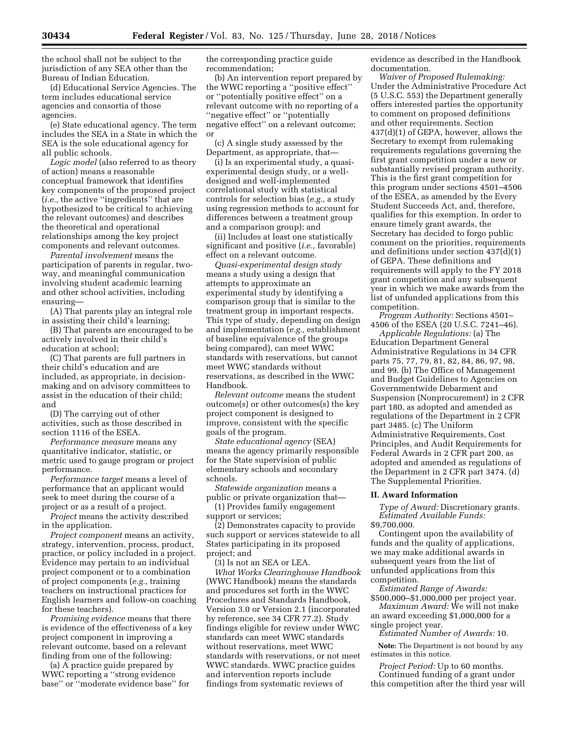the school shall not be subject to the jurisdiction of any SEA other than the Bureau of Indian Education.

(d) Educational Service Agencies. The term includes educational service agencies and consortia of those agencies.

(e) State educational agency. The term includes the SEA in a State in which the SEA is the sole educational agency for all public schools.

*Logic model* (also referred to as theory of action) means a reasonable conceptual framework that identifies key components of the proposed project (*i.e.,* the active ''ingredients'' that are hypothesized to be critical to achieving the relevant outcomes) and describes the theoretical and operational relationships among the key project components and relevant outcomes.

*Parental involvement* means the participation of parents in regular, two-way, and meaningful communication involving student academic learning and other school activities, including ensuring—

(A) That parents play an integral role in assisting their child's learning;

(B) That parents are encouraged to be actively involved in their child's education at school;

(C) That parents are full partners in their child's education and are included, as appropriate, in decision-making and on advisory committees to assist in the education of their child; and

(D) The carrying out of other activities, such as those described in section 1116 of the ESEA.

*Performance measure* means any quantitative indicator, statistic, or metric used to gauge program or project performance.

*Performance target* means a level of performance that an applicant would seek to meet during the course of a project or as a result of a project.

*Project* means the activity described in the application.

*Project component* means an activity, strategy, intervention, process, product, practice, or policy included in a project. Evidence may pertain to an individual project component or to a combination of project components (*e.g.,* training teachers on instructional practices for English learners and follow-on coaching for these teachers).

*Promising evidence* means that there is evidence of the effectiveness of a key project component in improving a relevant outcome, based on a relevant finding from one of the following:

(a) A practice guide prepared by WWC reporting a ''strong evidence base'' or ''moderate evidence base'' for the corresponding practice guide recommendation;

(b) An intervention report prepared by the WWC reporting a ''positive effect'' or ''potentially positive effect'' on a relevant outcome with no reporting of a ''negative effect'' or ''potentially negative effect'' on a relevant outcome; or

(c) A single study assessed by the Department, as appropriate, that—

(i) Is an experimental study, a quasi-experimental design study, or a well-designed and well-implemented correlational study with statistical controls for selection bias (*e.g.,* a study using regression methods to account for differences between a treatment group and a comparison group); and

(ii) Includes at least one statistically significant and positive (*i.e.,* favorable) effect on a relevant outcome.

*Quasi-experimental design study* means a study using a design that attempts to approximate an experimental study by identifying a comparison group that is similar to the treatment group in important respects. This type of study, depending on design and implementation (*e.g.,* establishment of baseline equivalence of the groups being compared), can meet WWC standards with reservations, but cannot meet WWC standards without reservations, as described in the WWC Handbook.

*Relevant outcome* means the student outcome(s) or other outcomes(s) the key project component is designed to improve, consistent with the specific goals of the program.

*State educational agency* (SEA) means the agency primarily responsible for the State supervision of public elementary schools and secondary schools.

*Statewide organization* means a public or private organization that—

(1) Provides family engagement support or services;

(2) Demonstrates capacity to provide such support or services statewide to all States participating in its proposed project; and

(3) Is not an SEA or LEA.

*What Works Clearinghouse Handbook* (WWC Handbook) means the standards and procedures set forth in the WWC Procedures and Standards Handbook, Version 3.0 or Version 2.1 (incorporated by reference, see 34 CFR 77.2). Study findings eligible for review under WWC standards can meet WWC standards without reservations, meet WWC standards with reservations, or not meet WWC standards. WWC practice guides and intervention reports include findings from systematic reviews of evidence as described in the Handbook documentation.

*Waiver of Proposed Rulemaking:* Under the Administrative Procedure Act (5 U.S.C. 553) the Department generally offers interested parties the opportunity to comment on proposed definitions and other requirements. Section 437(d)(1) of GEPA, however, allows the Secretary to exempt from rulemaking requirements regulations governing the first grant competition under a new or substantially revised program authority. This is the first grant competition for this program under sections 4501–4506 of the ESEA, as amended by the Every Student Succeeds Act, and, therefore, qualifies for this exemption. In order to ensure timely grant awards, the Secretary has decided to forgo public comment on the priorities, requirements and definitions under section 437(d)(1) of GEPA. These definitions and requirements will apply to the FY 2018 grant competition and any subsequent year in which we make awards from the list of unfunded applications from this competition.

*Program Authority:* Sections 4501–4506 of the ESEA (20 U.S.C. 7241–46).

*Applicable Regulations:* (a) The Education Department General Administrative Regulations in 34 CFR parts 75, 77, 79, 81, 82, 84, 86, 97, 98, and 99. (b) The Office of Management and Budget Guidelines to Agencies on Governmentwide Debarment and Suspension (Nonprocurement) in 2 CFR part 180, as adopted and amended as regulations of the Department in 2 CFR part 3485. (c) The Uniform Administrative Requirements, Cost Principles, and Audit Requirements for Federal Awards in 2 CFR part 200, as adopted and amended as regulations of the Department in 2 CFR part 3474. (d) The Supplemental Priorities.

## II. Award Information

*Type of Award:* Discretionary grants.

*Estimated Available Funds:* $9,700,000.

Contingent upon the availability of funds and the quality of applications, we may make additional awards in subsequent years from the list of unfunded applications from this competition.

*Estimated Range of Awards:* $500,000–$1,000,000 per project year.

*Maximum Award:* We will not make an award exceeding $1,000,000 for a single project year.

*Estimated Number of Awards:* 10.

**Note:** The Department is not bound by any estimates in this notice.

*Project Period:* Up to 60 months.

Continued funding of a grant under this competition after the third year will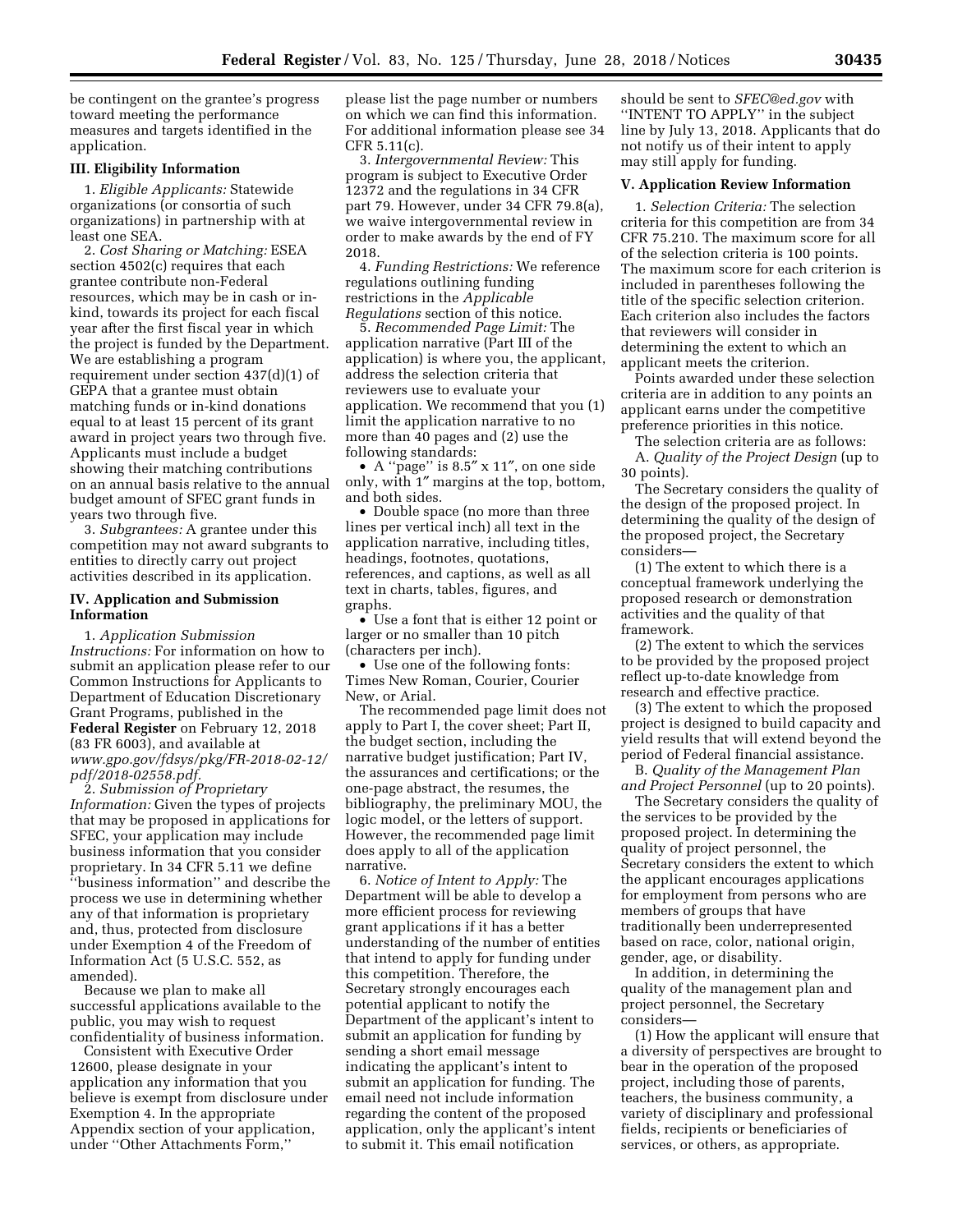be contingent on the grantee's progress toward meeting the performance measures and targets identified in the application.

### III. Eligibility Information

1. *Eligible Applicants:* Statewide organizations (or consortia of such organizations) in partnership with at least one SEA.

2. *Cost Sharing or Matching:* ESEA section 4502(c) requires that each grantee contribute non-Federal resources, which may be in cash or in-kind, towards its project for each fiscal year after the first fiscal year in which the project is funded by the Department. We are establishing a program requirement under section 437(d)(1) of GEPA that a grantee must obtain matching funds or in-kind donations equal to at least 15 percent of its grant award in project years two through five. Applicants must include a budget showing their matching contributions on an annual basis relative to the annual budget amount of SFEC grant funds in years two through five.

3. *Subgrantees:* A grantee under this competition may not award subgrants to entities to directly carry out project activities described in its application.

### IV. Application and Submission Information

1. *Application Submission Instructions:* For information on how to submit an application please refer to our Common Instructions for Applicants to Department of Education Discretionary Grant Programs, published in the **Federal Register** on February 12, 2018 (83 FR 6003), and available at *www.gpo.gov/fdsys/pkg/FR-2018-02-12/pdf/2018-02558.pdf*.

2. *Submission of Proprietary Information:* Given the types of projects that may be proposed in applications for SFEC, your application may include business information that you consider proprietary. In 34 CFR 5.11 we define "business information" and describe the process we use in determining whether any of that information is proprietary and, thus, protected from disclosure under Exemption 4 of the Freedom of Information Act (5 U.S.C. 552, as amended).

Because we plan to make all successful applications available to the public, you may wish to request confidentiality of business information.

Consistent with Executive Order 12600, please designate in your application any information that you believe is exempt from disclosure under Exemption 4. In the appropriate Appendix section of your application, under "Other Attachments Form," please list the page number or numbers on which we can find this information. For additional information please see 34 CFR 5.11(c).

3. *Intergovernmental Review:* This program is subject to Executive Order 12372 and the regulations in 34 CFR part 79. However, under 34 CFR 79.8(a), we waive intergovernmental review in order to make awards by the end of FY 2018.

4. *Funding Restrictions:* We reference regulations outlining funding restrictions in the *Applicable Regulations* section of this notice.

5. *Recommended Page Limit:* The application narrative (Part III of the application) is where you, the applicant, address the selection criteria that reviewers use to evaluate your application. We recommend that you (1) limit the application narrative to no more than 40 pages and (2) use the following standards:

- A "page" is 8.5″ x 11″, on one side only, with 1″ margins at the top, bottom, and both sides.
- Double space (no more than three lines per vertical inch) all text in the application narrative, including titles, headings, footnotes, quotations, references, and captions, as well as all text in charts, tables, figures, and graphs.
- Use a font that is either 12 point or larger or no smaller than 10 pitch (characters per inch).
- Use one of the following fonts: Times New Roman, Courier, Courier New, or Arial.

The recommended page limit does not apply to Part I, the cover sheet; Part II, the budget section, including the narrative budget justification; Part IV, the assurances and certifications; or the one-page abstract, the resumes, the bibliography, the preliminary MOU, the logic model, or the letters of support. However, the recommended page limit does apply to all of the application narrative.

6. *Notice of Intent to Apply:* The Department will be able to develop a more efficient process for reviewing grant applications if it has a better understanding of the number of entities that intend to apply for funding under this competition. Therefore, the Secretary strongly encourages each potential applicant to notify the Department of the applicant's intent to submit an application for funding by sending a short email message indicating the applicant's intent to submit an application for funding. The email need not include information regarding the content of the proposed application, only the applicant's intent to submit it. This email notification should be sent to *SFEC@ed.gov* with "INTENT TO APPLY" in the subject line by July 13, 2018. Applicants that do not notify us of their intent to apply may still apply for funding.

### V. Application Review Information

1. *Selection Criteria:* The selection criteria for this competition are from 34 CFR 75.210. The maximum score for all of the selection criteria is 100 points. The maximum score for each criterion is included in parentheses following the title of the specific selection criterion. Each criterion also includes the factors that reviewers will consider in determining the extent to which an applicant meets the criterion.

Points awarded under these selection criteria are in addition to any points an applicant earns under the competitive preference priorities in this notice.

The selection criteria are as follows:

A. *Quality of the Project Design* (up to 30 points).

The Secretary considers the quality of the design of the proposed project. In determining the quality of the design of the proposed project, the Secretary considers—

(1) The extent to which there is a conceptual framework underlying the proposed research or demonstration activities and the quality of that framework.

(2) The extent to which the services to be provided by the proposed project reflect up-to-date knowledge from research and effective practice.

(3) The extent to which the proposed project is designed to build capacity and yield results that will extend beyond the period of Federal financial assistance.

B. *Quality of the Management Plan and Project Personnel* (up to 20 points).

The Secretary considers the quality of the services to be provided by the proposed project. In determining the quality of project personnel, the Secretary considers the extent to which the applicant encourages applications for employment from persons who are members of groups that have traditionally been underrepresented based on race, color, national origin, gender, age, or disability.

In addition, in determining the quality of the management plan and project personnel, the Secretary considers—

(1) How the applicant will ensure that a diversity of perspectives are brought to bear in the operation of the proposed project, including those of parents, teachers, the business community, a variety of disciplinary and professional fields, recipients or beneficiaries of services, or others, as appropriate.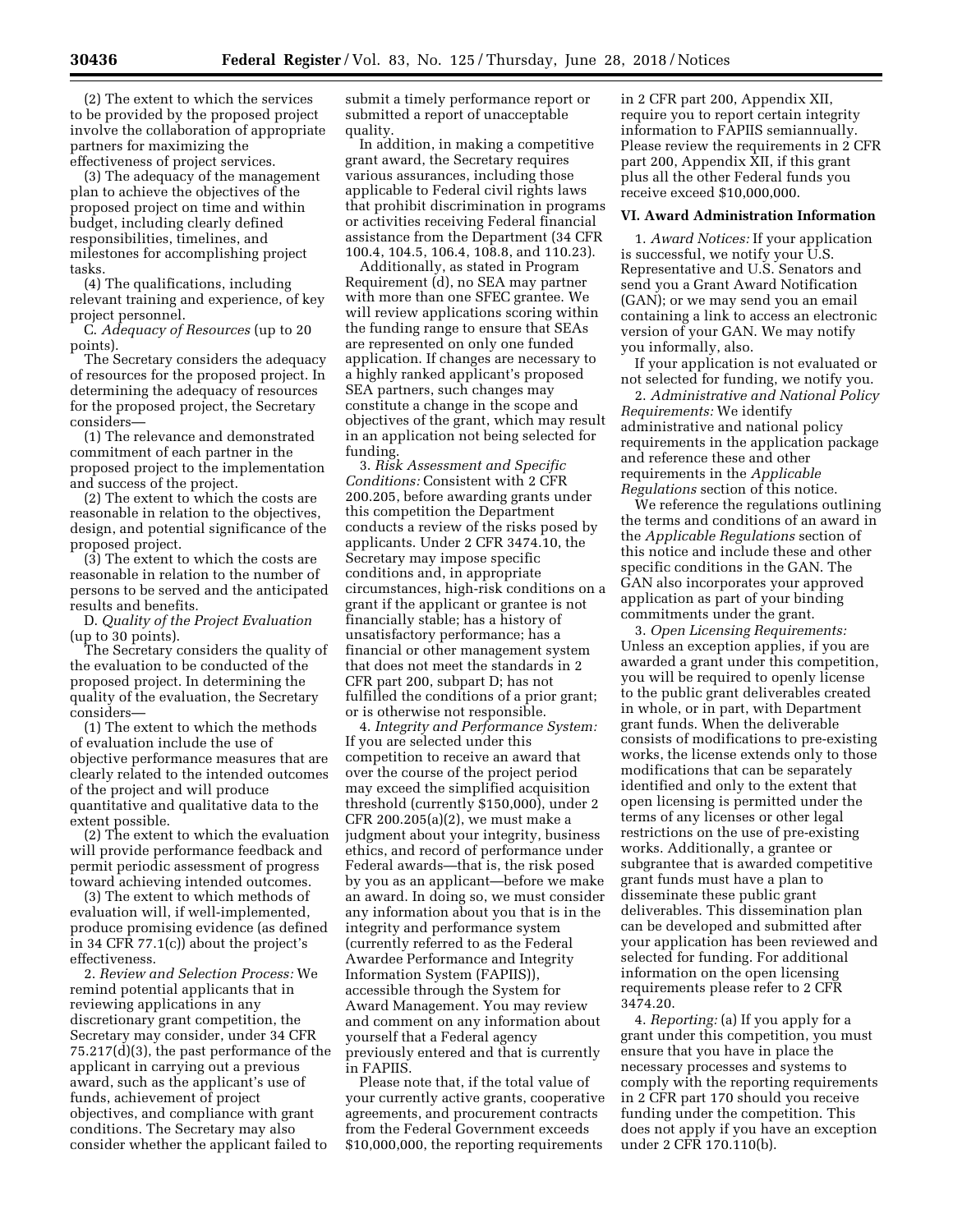(2) The extent to which the services to be provided by the proposed project involve the collaboration of appropriate partners for maximizing the effectiveness of project services.

(3) The adequacy of the management plan to achieve the objectives of the proposed project on time and within budget, including clearly defined responsibilities, timelines, and milestones for accomplishing project tasks.

(4) The qualifications, including relevant training and experience, of key project personnel.

C. *Adequacy of Resources* (up to 20 points).

The Secretary considers the adequacy of resources for the proposed project. In determining the adequacy of resources for the proposed project, the Secretary considers—

(1) The relevance and demonstrated commitment of each partner in the proposed project to the implementation and success of the project.

(2) The extent to which the costs are reasonable in relation to the objectives, design, and potential significance of the proposed project.

(3) The extent to which the costs are reasonable in relation to the number of persons to be served and the anticipated results and benefits.

D. *Quality of the Project Evaluation* (up to 30 points).

The Secretary considers the quality of the evaluation to be conducted of the proposed project. In determining the quality of the evaluation, the Secretary considers—

(1) The extent to which the methods of evaluation include the use of objective performance measures that are clearly related to the intended outcomes of the project and will produce quantitative and qualitative data to the extent possible.

(2) The extent to which the evaluation will provide performance feedback and permit periodic assessment of progress toward achieving intended outcomes.

(3) The extent to which methods of evaluation will, if well-implemented, produce promising evidence (as defined in 34 CFR 77.1(c)) about the project's effectiveness.

2. *Review and Selection Process:* We remind potential applicants that in reviewing applications in any discretionary grant competition, the Secretary may consider, under 34 CFR 75.217(d)(3), the past performance of the applicant in carrying out a previous award, such as the applicant's use of funds, achievement of project objectives, and compliance with grant conditions. The Secretary may also consider whether the applicant failed to submit a timely performance report or submitted a report of unacceptable quality.

In addition, in making a competitive grant award, the Secretary requires various assurances, including those applicable to Federal civil rights laws that prohibit discrimination in programs or activities receiving Federal financial assistance from the Department (34 CFR 100.4, 104.5, 106.4, 108.8, and 110.23).

Additionally, as stated in Program Requirement (d), no SEA may partner with more than one SFEC grantee. We will review applications scoring within the funding range to ensure that SEAs are represented on only one funded application. If changes are necessary to a highly ranked applicant's proposed SEA partners, such changes may constitute a change in the scope and objectives of the grant, which may result in an application not being selected for funding.

3. *Risk Assessment and Specific Conditions:* Consistent with 2 CFR 200.205, before awarding grants under this competition the Department conducts a review of the risks posed by applicants. Under 2 CFR 3474.10, the Secretary may impose specific conditions and, in appropriate circumstances, high-risk conditions on a grant if the applicant or grantee is not financially stable; has a history of unsatisfactory performance; has a financial or other management system that does not meet the standards in 2 CFR part 200, subpart D; has not fulfilled the conditions of a prior grant; or is otherwise not responsible.

4. *Integrity and Performance System:* If you are selected under this competition to receive an award that over the course of the project period may exceed the simplified acquisition threshold (currently $150,000), under 2 CFR 200.205(a)(2), we must make a judgment about your integrity, business ethics, and record of performance under Federal awards—that is, the risk posed by you as an applicant—before we make an award. In doing so, we must consider any information about you that is in the integrity and performance system (currently referred to as the Federal Awardee Performance and Integrity Information System (FAPIIS)), accessible through the System for Award Management. You may review and comment on any information about yourself that a Federal agency previously entered and that is currently in FAPIIS.

Please note that, if the total value of your currently active grants, cooperative agreements, and procurement contracts from the Federal Government exceeds $10,000,000, the reporting requirements in 2 CFR part 200, Appendix XII, require you to report certain integrity information to FAPIIS semiannually. Please review the requirements in 2 CFR part 200, Appendix XII, if this grant plus all the other Federal funds you receive exceed $10,000,000.

## VI. Award Administration Information

1. *Award Notices:* If your application is successful, we notify your U.S. Representative and U.S. Senators and send you a Grant Award Notification (GAN); or we may send you an email containing a link to access an electronic version of your GAN. We may notify you informally, also.

If your application is not evaluated or not selected for funding, we notify you.

2. *Administrative and National Policy Requirements:* We identify administrative and national policy requirements in the application package and reference these and other requirements in the *Applicable Regulations* section of this notice.

We reference the regulations outlining the terms and conditions of an award in the *Applicable Regulations* section of this notice and include these and other specific conditions in the GAN. The GAN also incorporates your approved application as part of your binding commitments under the grant.

3. *Open Licensing Requirements:* Unless an exception applies, if you are awarded a grant under this competition, you will be required to openly license to the public grant deliverables created in whole, or in part, with Department grant funds. When the deliverable consists of modifications to pre-existing works, the license extends only to those modifications that can be separately identified and only to the extent that open licensing is permitted under the terms of any licenses or other legal restrictions on the use of pre-existing works. Additionally, a grantee or subgrantee that is awarded competitive grant funds must have a plan to disseminate these public grant deliverables. This dissemination plan can be developed and submitted after your application has been reviewed and selected for funding. For additional information on the open licensing requirements please refer to 2 CFR 3474.20.

4. *Reporting:* (a) If you apply for a grant under this competition, you must ensure that you have in place the necessary processes and systems to comply with the reporting requirements in 2 CFR part 170 should you receive funding under the competition. This does not apply if you have an exception under 2 CFR 170.110(b).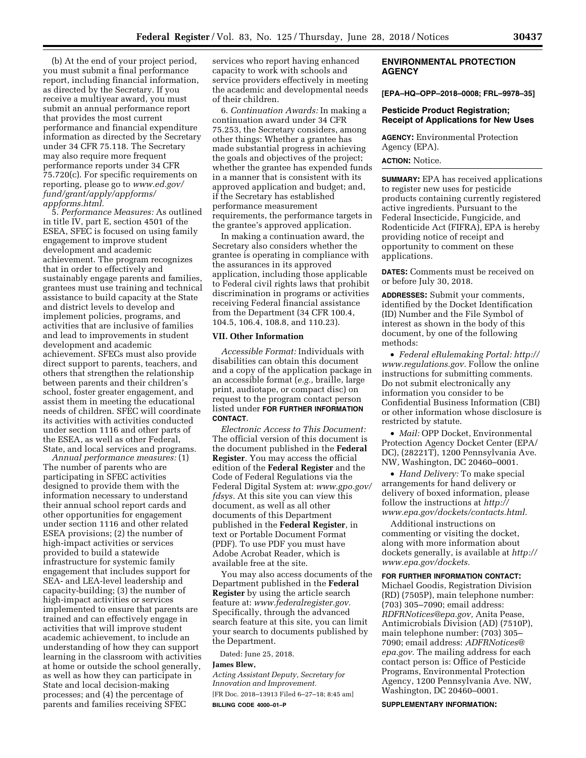(b) At the end of your project period, you must submit a final performance report, including financial information, as directed by the Secretary. If you receive a multiyear award, you must submit an annual performance report that provides the most current performance and financial expenditure information as directed by the Secretary under 34 CFR 75.118. The Secretary may also require more frequent performance reports under 34 CFR 75.720(c). For specific requirements on reporting, please go to *www.ed.gov/fund/grant/apply/appforms/appforms.html.*

5. *Performance Measures:* As outlined in title IV, part E, section 4501 of the ESEA, SFEC is focused on using family engagement to improve student development and academic achievement. The program recognizes that in order to effectively and sustainably engage parents and families, grantees must use training and technical assistance to build capacity at the State and district levels to develop and implement policies, programs, and activities that are inclusive of families and lead to improvements in student development and academic achievement. SFECs must also provide direct support to parents, teachers, and others that strengthen the relationship between parents and their children's school, foster greater engagement, and assist them in meeting the educational needs of children. SFEC will coordinate its activities with activities conducted under section 1116 and other parts of the ESEA, as well as other Federal, State, and local services and programs.

*Annual performance measures:* (1) The number of parents who are participating in SFEC activities designed to provide them with the information necessary to understand their annual school report cards and other opportunities for engagement under section 1116 and other related ESEA provisions; (2) the number of high-impact activities or services provided to build a statewide infrastructure for systemic family engagement that includes support for SEA- and LEA-level leadership and capacity-building; (3) the number of high-impact activities or services implemented to ensure that parents are trained and can effectively engage in activities that will improve student academic achievement, to include an understanding of how they can support learning in the classroom with activities at home or outside the school generally, as well as how they can participate in State and local decision-making processes; and (4) the percentage of parents and families receiving SFEC services who report having enhanced capacity to work with schools and service providers effectively in meeting the academic and developmental needs of their children.

6. *Continuation Awards:* In making a continuation award under 34 CFR 75.253, the Secretary considers, among other things: Whether a grantee has made substantial progress in achieving the goals and objectives of the project; whether the grantee has expended funds in a manner that is consistent with its approved application and budget; and, if the Secretary has established performance measurement requirements, the performance targets in the grantee's approved application.

In making a continuation award, the Secretary also considers whether the grantee is operating in compliance with the assurances in its approved application, including those applicable to Federal civil rights laws that prohibit discrimination in programs or activities receiving Federal financial assistance from the Department (34 CFR 100.4, 104.5, 106.4, 108.8, and 110.23).

## VII. Other Information

*Accessible Format:* Individuals with disabilities can obtain this document and a copy of the application package in an accessible format (*e.g.,* braille, large print, audiotape, or compact disc) on request to the program contact person listed under **FOR FURTHER INFORMATION CONTACT**.

*Electronic Access to This Document:* The official version of this document is the document published in the **Federal Register**. You may access the official edition of the **Federal Register** and the Code of Federal Regulations via the Federal Digital System at: *www.gpo.gov/fdsys.* At this site you can view this document, as well as all other documents of this Department published in the **Federal Register**, in text or Portable Document Format (PDF). To use PDF you must have Adobe Acrobat Reader, which is available free at the site.

You may also access documents of the Department published in the **Federal Register** by using the article search feature at: *www.federalregister.gov.* Specifically, through the advanced search feature at this site, you can limit your search to documents published by the Department.

Dated: June 25, 2018.

**James Blew,**

*Acting Assistant Deputy, Secretary for Innovation and Improvement.*

[FR Doc. 2018–13913 Filed 6–27–18; 8:45 am]

**BILLING CODE 4000–01–P**

## ENVIRONMENTAL PROTECTION AGENCY

**[EPA–HQ–OPP–2018–0008; FRL–9978–35]**

### Pesticide Product Registration; Receipt of Applications for New Uses

**AGENCY:** Environmental Protection Agency (EPA).

**ACTION:** Notice.

**SUMMARY:** EPA has received applications to register new uses for pesticide products containing currently registered active ingredients. Pursuant to the Federal Insecticide, Fungicide, and Rodenticide Act (FIFRA), EPA is hereby providing notice of receipt and opportunity to comment on these applications.

**DATES:** Comments must be received on or before July 30, 2018.

**ADDRESSES:** Submit your comments, identified by the Docket Identification (ID) Number and the File Symbol of interest as shown in the body of this document, by one of the following methods:

- *Federal eRulemaking Portal: http://www.regulations.gov.* Follow the online instructions for submitting comments. Do not submit electronically any information you consider to be Confidential Business Information (CBI) or other information whose disclosure is restricted by statute.
- *Mail:* OPP Docket, Environmental Protection Agency Docket Center (EPA/DC), (28221T), 1200 Pennsylvania Ave. NW, Washington, DC 20460–0001.
- *Hand Delivery:* To make special arrangements for hand delivery or delivery of boxed information, please follow the instructions at *http://www.epa.gov/dockets/contacts.html.*

Additional instructions on commenting or visiting the docket, along with more information about dockets generally, is available at *http://www.epa.gov/dockets.*

**FOR FURTHER INFORMATION CONTACT:** Michael Goodis, Registration Division (RD) (7505P), main telephone number: (703) 305–7090; email address: *RDFRNotices@epa.gov,* Anita Pease, Antimicrobials Division (AD) (7510P), main telephone number: (703) 305–7090; email address: *ADFRNotices@epa.gov.* The mailing address for each contact person is: Office of Pesticide Programs, Environmental Protection Agency, 1200 Pennsylvania Ave. NW, Washington, DC 20460–0001.

**SUPPLEMENTARY INFORMATION:**